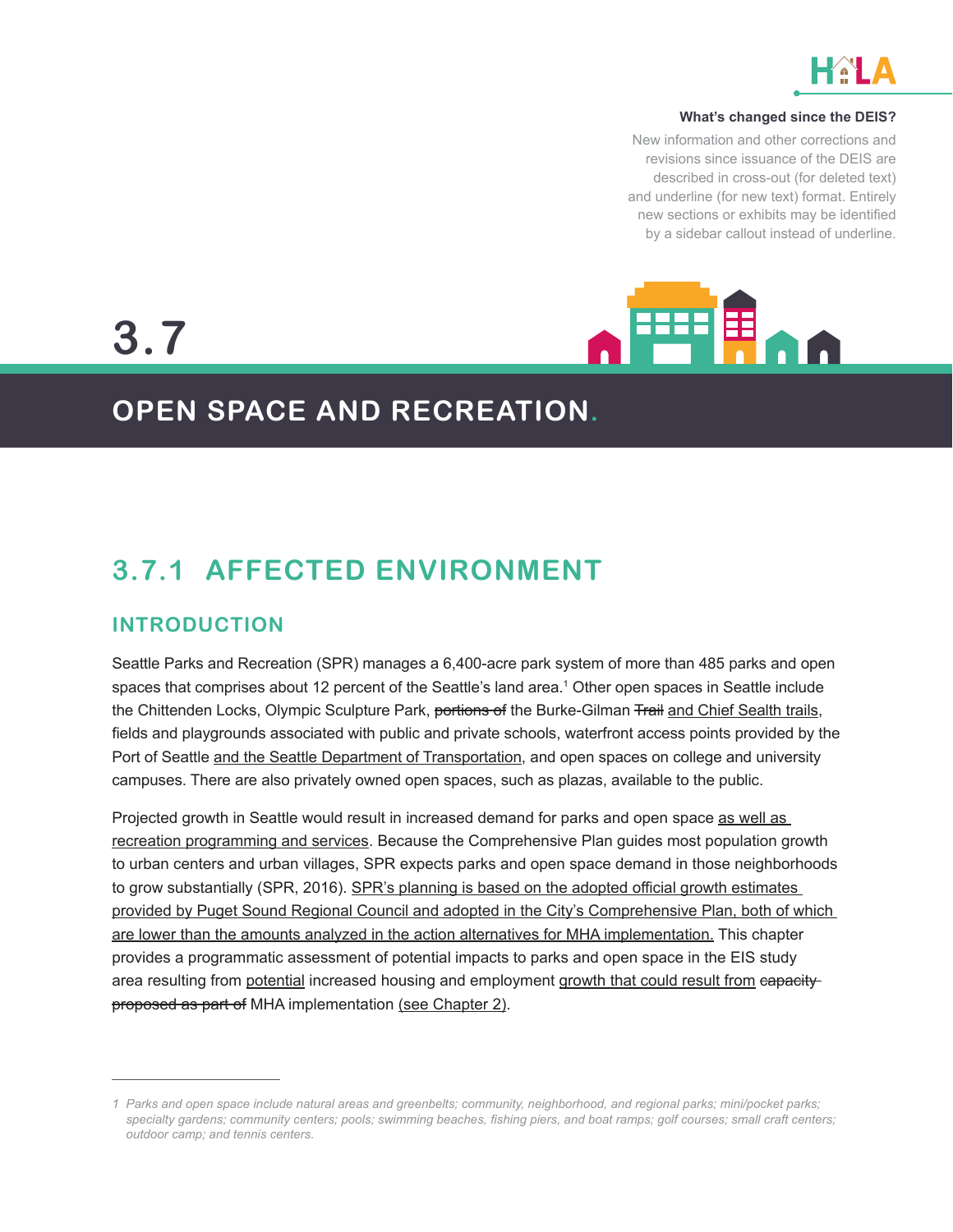**What's changed since the DEIS?**

New information and other corrections and revisions since issuance of the DEIS are described in cross-out (for deleted text) and underline (for new text) format. Entirely new sections or exhibits may be identified by a sidebar callout instead of underline.

# 3.7 OPEN SPACE AND RECREATION.

## 3.7.1 AFFECTED ENVIRONMENT

### INTRODUCTION

Seattle Parks and Recreation (SPR) manages a 6,400-acre park system of more than 485 parks and open spaces that comprises about 12 percent of the Seattle's land area.[1] Other open spaces in Seattle include the Chittenden Locks, Olympic Sculpture Park, ~~portions of~~ the Burke-Gilman ~~Trail~~ <u>and Chief Sealth trails</u>, fields and playgrounds associated with public and private schools, waterfront access points provided by the Port of Seattle <u>and the Seattle Department of Transportation</u>, and open spaces on college and university campuses. There are also privately owned open spaces, such as plazas, available to the public.

Projected growth in Seattle would result in increased demand for parks and open space <u>as well as recreation programming and services</u>. Because the Comprehensive Plan guides most population growth to urban centers and urban villages, SPR expects parks and open space demand in those neighborhoods to grow substantially (SPR, 2016). <u>SPR's planning is based on the adopted official growth estimates provided by Puget Sound Regional Council and adopted in the City's Comprehensive Plan, both of which are lower than the amounts analyzed in the action alternatives for MHA implementation.</u> This chapter provides a programmatic assessment of potential impacts to parks and open space in the EIS study area resulting from <u>potential</u> increased housing and employment <u>growth that could result from</u> ~~capacity proposed as part of~~ MHA implementation <u>(see Chapter 2)</u>.

---

*1 Parks and open space include natural areas and greenbelts; community, neighborhood, and regional parks; mini/pocket parks; specialty gardens; community centers; pools; swimming beaches, fishing piers, and boat ramps; golf courses; small craft centers; outdoor camp; and tennis centers.*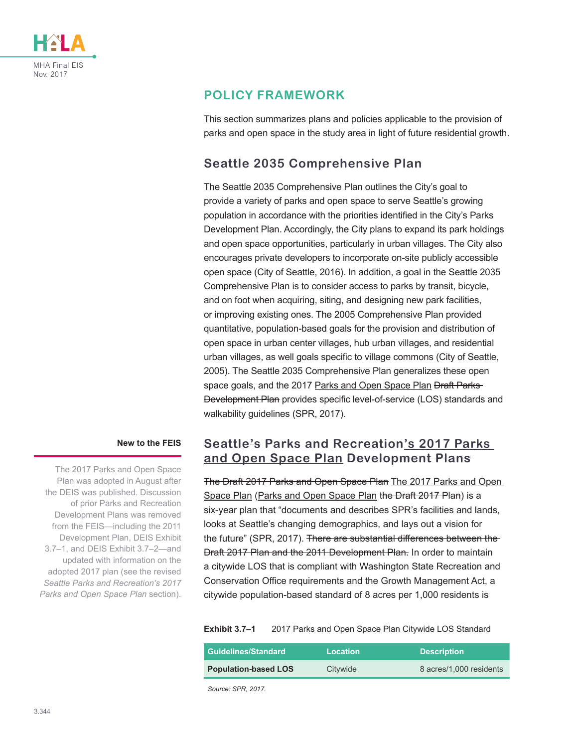## POLICY FRAMEWORK

This section summarizes plans and policies applicable to the provision of parks and open space in the study area in light of future residential growth.

### Seattle 2035 Comprehensive Plan

The Seattle 2035 Comprehensive Plan outlines the City's goal to provide a variety of parks and open space to serve Seattle's growing population in accordance with the priorities identified in the City's Parks Development Plan. Accordingly, the City plans to expand its park holdings and open space opportunities, particularly in urban villages. The City also encourages private developers to incorporate on-site publicly accessible open space (City of Seattle, 2016). In addition, a goal in the Seattle 2035 Comprehensive Plan is to consider access to parks by transit, bicycle, and on foot when acquiring, siting, and designing new park facilities, or improving existing ones. The 2005 Comprehensive Plan provided quantitative, population-based goals for the provision and distribution of open space in urban center villages, hub urban villages, and residential urban villages, as well goals specific to village commons (City of Seattle, 2005). The Seattle 2035 Comprehensive Plan generalizes these open space goals, and the 2017 <u>Parks and Open Space Plan</u> ~~Draft Parks Development Plan~~ provides specific level-of-service (LOS) standards and walkability guidelines (SPR, 2017).

**New to the FEIS**

The 2017 Parks and Open Space Plan was adopted in August after the DEIS was published. Discussion of prior Parks and Recreation Development Plans was removed from the FEIS—including the 2011 Development Plan, DEIS Exhibit 3.7–1, and DEIS Exhibit 3.7–2—and updated with information on the adopted 2017 plan (see the revised *Seattle Parks and Recreation's 2017 Parks and Open Space Plan* section).

### Seattle~~'s~~ Parks and Recreation<u>'s 2017 Parks and Open Space Plan</u> ~~Development Plans~~

~~The Draft 2017 Parks and Open Space Plan~~ <u>The 2017 Parks and Open Space Plan</u> (<u>Parks and Open Space Plan</u> ~~the Draft 2017 Plan~~) is a six-year plan that "documents and describes SPR's facilities and lands, looks at Seattle's changing demographics, and lays out a vision for the future" (SPR, 2017). ~~There are substantial differences between the Draft 2017 Plan and the 2011 Development Plan.~~ In order to maintain a citywide LOS that is compliant with Washington State Recreation and Conservation Office requirements and the Growth Management Act, a citywide population-based standard of 8 acres per 1,000 residents is

**Exhibit 3.7–1** 2017 Parks and Open Space Plan Citywide LOS Standard

| Guidelines/Standard | Location | Description |
|---|---|---|
| **Population-based LOS** | Citywide | 8 acres/1,000 residents |

*Source: SPR, 2017.*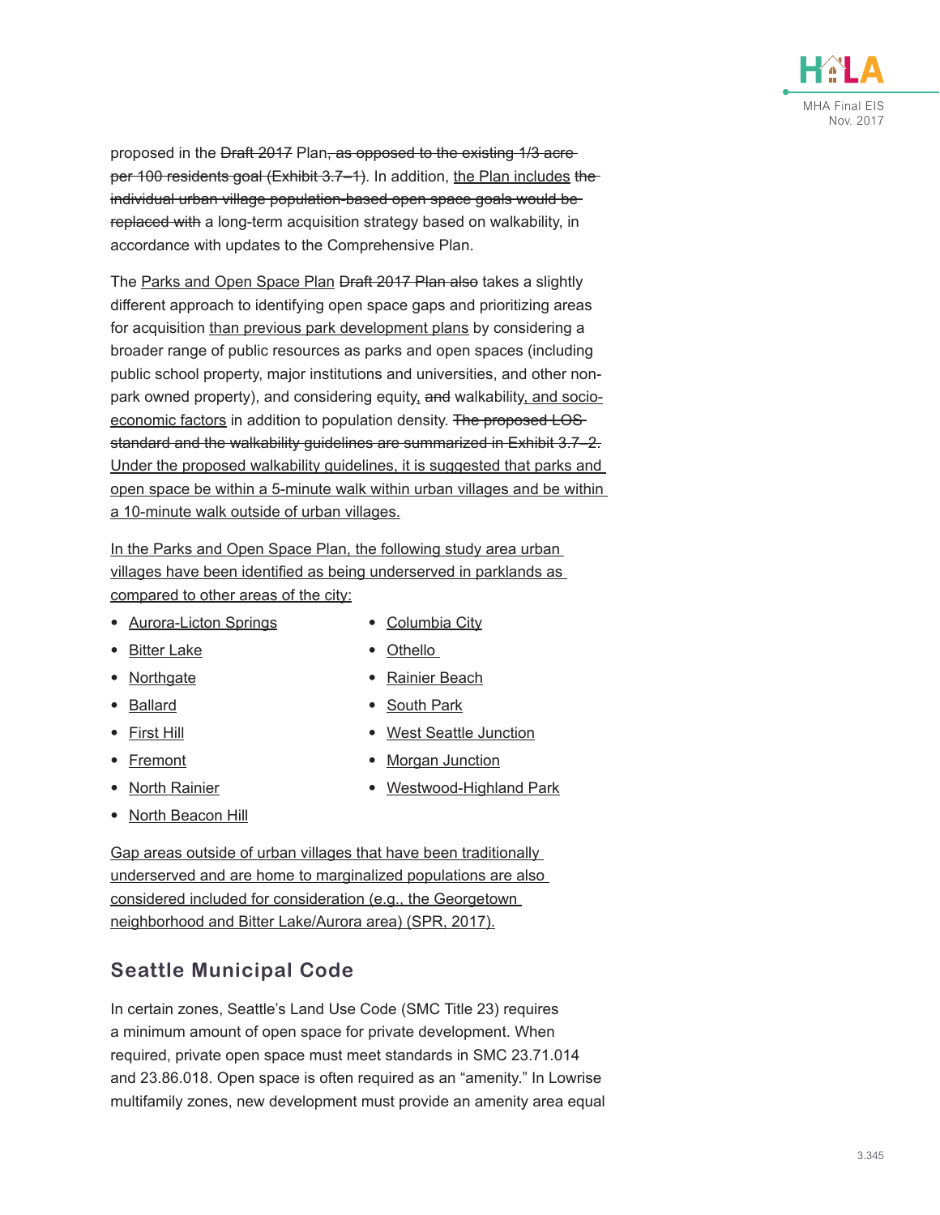proposed in the ~~Draft 2017~~ Plan~~, as opposed to the existing 1/3 acre per 100 residents goal (Exhibit 3.7–1)~~. In addition, the Plan includes ~~the individual urban village population-based open space goals would be replaced with~~ a long-term acquisition strategy based on walkability, in accordance with updates to the Comprehensive Plan.

The Parks and Open Space Plan ~~Draft 2017 Plan also~~ takes a slightly different approach to identifying open space gaps and prioritizing areas for acquisition than previous park development plans by considering a broader range of public resources as parks and open spaces (including public school property, major institutions and universities, and other non-park owned property), and considering equity, ~~and~~ walkability, and socio-economic factors in addition to population density. ~~The proposed LOS standard and the walkability guidelines are summarized in Exhibit 3.7–2.~~ Under the proposed walkability guidelines, it is suggested that parks and open space be within a 5-minute walk within urban villages and be within a 10-minute walk outside of urban villages.

In the Parks and Open Space Plan, the following study area urban villages have been identified as being underserved in parklands as compared to other areas of the city:

- Aurora-Licton Springs
- Bitter Lake
- Northgate
- Ballard
- First Hill
- Fremont
- North Rainier
- North Beacon Hill
- Columbia City
- Othello
- Rainier Beach
- South Park
- West Seattle Junction
- Morgan Junction
- Westwood-Highland Park

Gap areas outside of urban villages that have been traditionally underserved and are home to marginalized populations are also considered included for consideration (e.g., the Georgetown neighborhood and Bitter Lake/Aurora area) (SPR, 2017).

## Seattle Municipal Code

In certain zones, Seattle's Land Use Code (SMC Title 23) requires a minimum amount of open space for private development. When required, private open space must meet standards in SMC 23.71.014 and 23.86.018. Open space is often required as an "amenity." In Lowrise multifamily zones, new development must provide an amenity area equal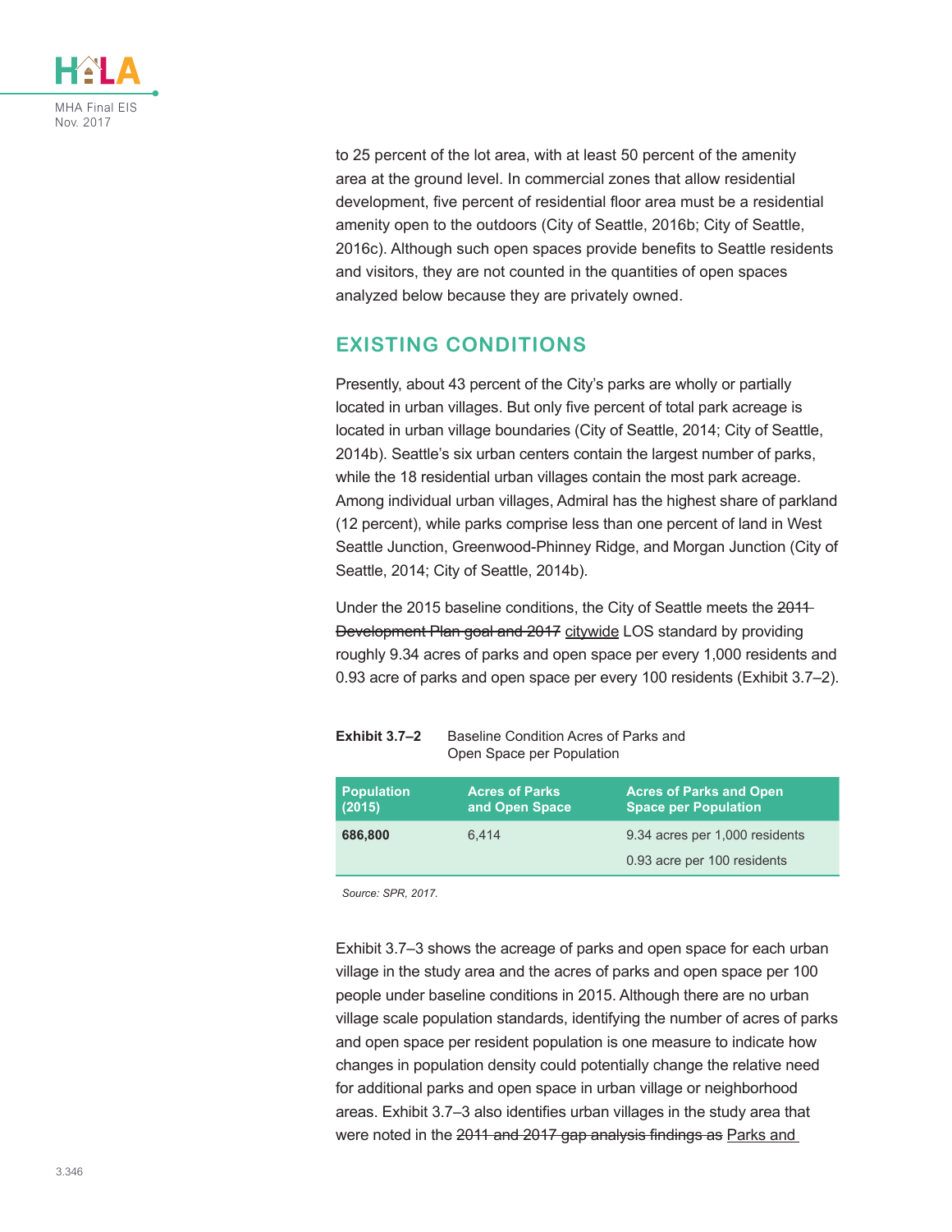to 25 percent of the lot area, with at least 50 percent of the amenity area at the ground level. In commercial zones that allow residential development, five percent of residential floor area must be a residential amenity open to the outdoors (City of Seattle, 2016b; City of Seattle, 2016c). Although such open spaces provide benefits to Seattle residents and visitors, they are not counted in the quantities of open spaces analyzed below because they are privately owned.

## EXISTING CONDITIONS

Presently, about 43 percent of the City's parks are wholly or partially located in urban villages. But only five percent of total park acreage is located in urban village boundaries (City of Seattle, 2014; City of Seattle, 2014b). Seattle's six urban centers contain the largest number of parks, while the 18 residential urban villages contain the most park acreage. Among individual urban villages, Admiral has the highest share of parkland (12 percent), while parks comprise less than one percent of land in West Seattle Junction, Greenwood-Phinney Ridge, and Morgan Junction (City of Seattle, 2014; City of Seattle, 2014b).

Under the 2015 baseline conditions, the City of Seattle meets the ~~2011 Development Plan goal and 2017~~ citywide LOS standard by providing roughly 9.34 acres of parks and open space per every 1,000 residents and 0.93 acre of parks and open space per every 100 residents (Exhibit 3.7–2).

**Exhibit 3.7–2** Baseline Condition Acres of Parks and Open Space per Population

| Population (2015) | Acres of Parks and Open Space | Acres of Parks and Open Space per Population |
|---|---|---|
| **686,800** | 6,414 | 9.34 acres per 1,000 residents |
| | | 0.93 acre per 100 residents |

*Source: SPR, 2017.*

Exhibit 3.7–3 shows the acreage of parks and open space for each urban village in the study area and the acres of parks and open space per 100 people under baseline conditions in 2015. Although there are no urban village scale population standards, identifying the number of acres of parks and open space per resident population is one measure to indicate how changes in population density could potentially change the relative need for additional parks and open space in urban village or neighborhood areas. Exhibit 3.7–3 also identifies urban villages in the study area that were noted in the ~~2011 and 2017 gap analysis findings as~~ Parks and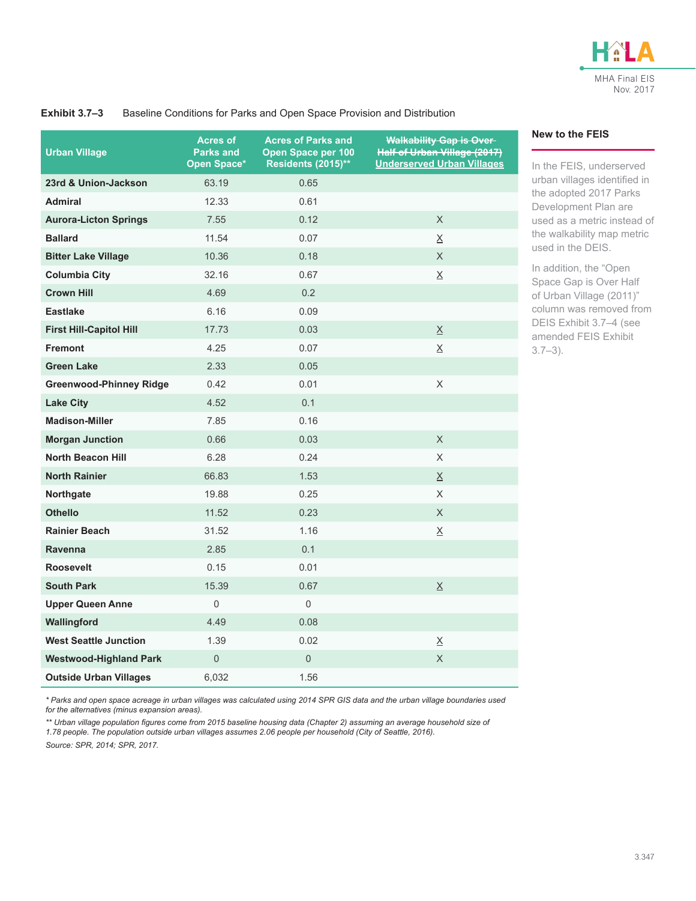**Exhibit 3.7–3** Baseline Conditions for Parks and Open Space Provision and Distribution

| Urban Village | Acres of Parks and Open Space* | Acres of Parks and Open Space per 100 Residents (2015)** | ~~Walkability Gap is Over Half of Urban Village (2017)~~ Underserved Urban Villages |
|---|---|---|---|
| **23rd & Union-Jackson** | 63.19 | 0.65 | |
| **Admiral** | 12.33 | 0.61 | |
| **Aurora-Licton Springs** | 7.55 | 0.12 | X |
| **Ballard** | 11.54 | 0.07 | X |
| **Bitter Lake Village** | 10.36 | 0.18 | X |
| **Columbia City** | 32.16 | 0.67 | X |
| **Crown Hill** | 4.69 | 0.2 | |
| **Eastlake** | 6.16 | 0.09 | |
| **First Hill-Capitol Hill** | 17.73 | 0.03 | X |
| **Fremont** | 4.25 | 0.07 | X |
| **Green Lake** | 2.33 | 0.05 | |
| **Greenwood-Phinney Ridge** | 0.42 | 0.01 | X |
| **Lake City** | 4.52 | 0.1 | |
| **Madison-Miller** | 7.85 | 0.16 | |
| **Morgan Junction** | 0.66 | 0.03 | X |
| **North Beacon Hill** | 6.28 | 0.24 | X |
| **North Rainier** | 66.83 | 1.53 | X |
| **Northgate** | 19.88 | 0.25 | X |
| **Othello** | 11.52 | 0.23 | X |
| **Rainier Beach** | 31.52 | 1.16 | X |
| **Ravenna** | 2.85 | 0.1 | |
| **Roosevelt** | 0.15 | 0.01 | |
| **South Park** | 15.39 | 0.67 | X |
| **Upper Queen Anne** | 0 | 0 | |
| **Wallingford** | 4.49 | 0.08 | |
| **West Seattle Junction** | 1.39 | 0.02 | X |
| **Westwood-Highland Park** | 0 | 0 | X |
| **Outside Urban Villages** | 6,032 | 1.56 | |

*\* Parks and open space acreage in urban villages was calculated using 2014 SPR GIS data and the urban village boundaries used for the alternatives (minus expansion areas).*

*\*\* Urban village population figures come from 2015 baseline housing data (Chapter 2) assuming an average household size of 1.78 people. The population outside urban villages assumes 2.06 people per household (City of Seattle, 2016).*

*Source: SPR, 2014; SPR, 2017.*

**New to the FEIS**

In the FEIS, underserved urban villages identified in the adopted 2017 Parks Development Plan are used as a metric instead of the walkability map metric used in the DEIS.

In addition, the "Open Space Gap is Over Half of Urban Village (2011)" column was removed from DEIS Exhibit 3.7–4 (see amended FEIS Exhibit 3.7–3).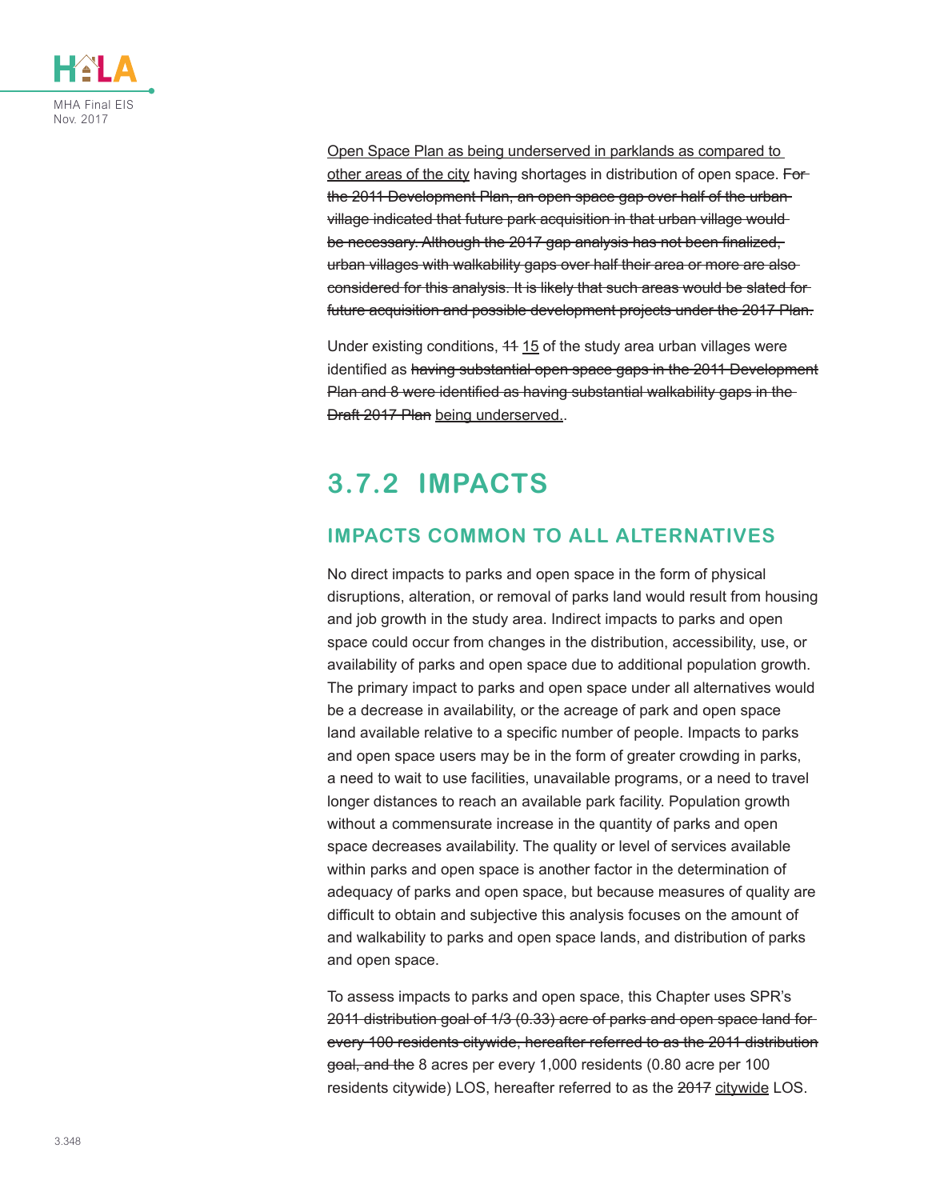<u>Open Space Plan as being underserved in parklands as compared to other areas of the city</u> having shortages in distribution of open space. ~~For the 2011 Development Plan, an open space gap over half of the urban village indicated that future park acquisition in that urban village would be necessary. Although the 2017 gap analysis has not been finalized, urban villages with walkability gaps over half their area or more are also considered for this analysis. It is likely that such areas would be slated for future acquisition and possible development projects under the 2017 Plan.~~

Under existing conditions, ~~11~~ <u>15</u> of the study area urban villages were identified as ~~having substantial open space gaps in the 2011 Development Plan and 8 were identified as having substantial walkability gaps in the Draft 2017 Plan~~ <u>being underserved.</u>.

## 3.7.2 IMPACTS

### IMPACTS COMMON TO ALL ALTERNATIVES

No direct impacts to parks and open space in the form of physical disruptions, alteration, or removal of parks land would result from housing and job growth in the study area. Indirect impacts to parks and open space could occur from changes in the distribution, accessibility, use, or availability of parks and open space due to additional population growth. The primary impact to parks and open space under all alternatives would be a decrease in availability, or the acreage of park and open space land available relative to a specific number of people. Impacts to parks and open space users may be in the form of greater crowding in parks, a need to wait to use facilities, unavailable programs, or a need to travel longer distances to reach an available park facility. Population growth without a commensurate increase in the quantity of parks and open space decreases availability. The quality or level of services available within parks and open space is another factor in the determination of adequacy of parks and open space, but because measures of quality are difficult to obtain and subjective this analysis focuses on the amount of and walkability to parks and open space lands, and distribution of parks and open space.

To assess impacts to parks and open space, this Chapter uses SPR's ~~2011 distribution goal of 1/3 (0.33) acre of parks and open space land for every 100 residents citywide, hereafter referred to as the 2011 distribution goal, and the~~ 8 acres per every 1,000 residents (0.80 acre per 100 residents citywide) LOS, hereafter referred to as the ~~2017~~ <u>citywide</u> LOS.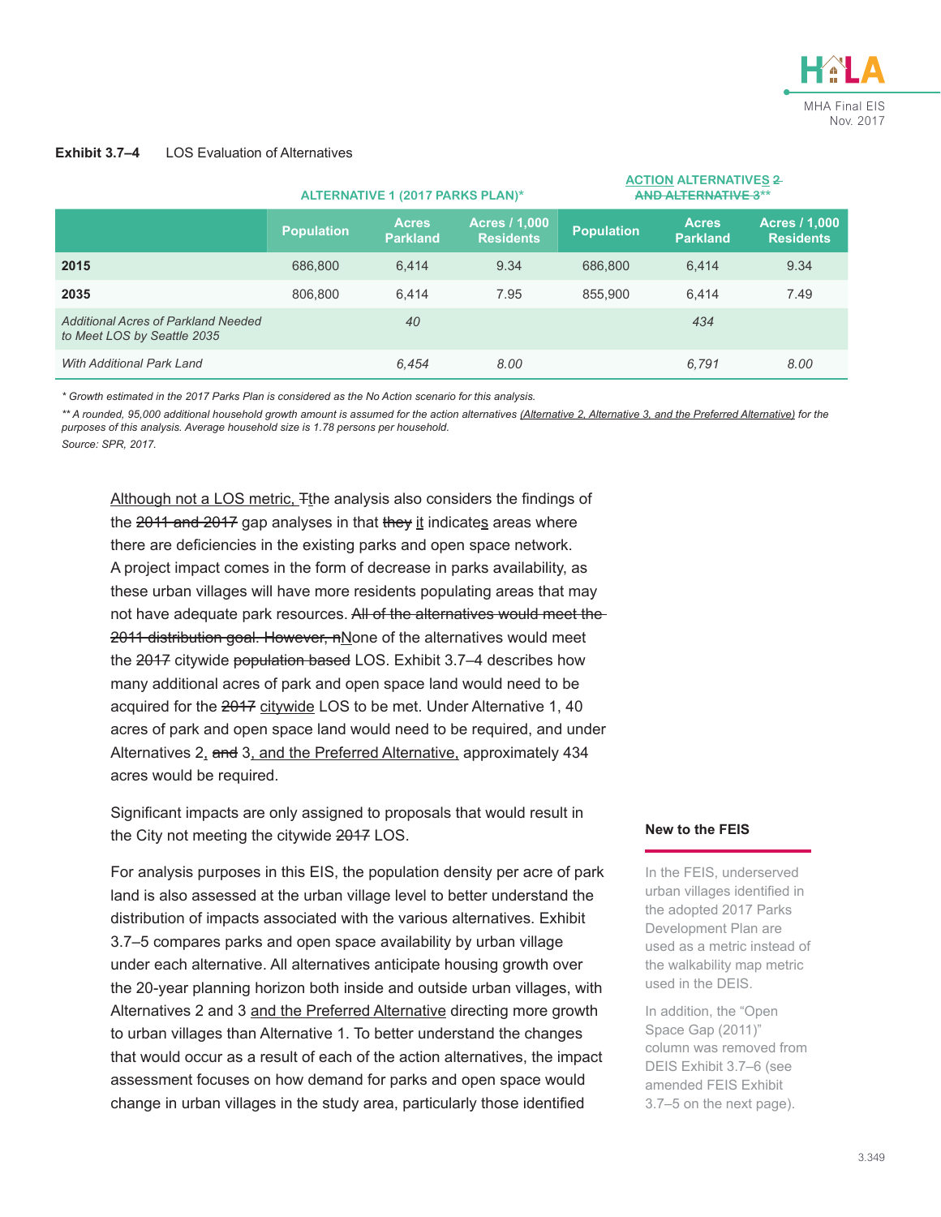**Exhibit 3.7–4** LOS Evaluation of Alternatives

| | ALTERNATIVE 1 (2017 PARKS PLAN)* | | | ACTION ALTERNATIVES ~~2 AND ALTERNATIVE 3~~** | | |
|---|---|---|---|---|---|---|
| | Population | Acres Parkland | Acres / 1,000 Residents | Population | Acres Parkland | Acres / 1,000 Residents |
| **2015** | 686,800 | 6,414 | 9.34 | 686,800 | 6,414 | 9.34 |
| **2035** | 806,800 | 6,414 | 7.95 | 855,900 | 6,414 | 7.49 |
| *Additional Acres of Parkland Needed to Meet LOS by Seattle 2035* | | *40* | | | *434* | |
| *With Additional Park Land* | | *6,454* | *8.00* | | *6,791* | *8.00* |

*\* Growth estimated in the 2017 Parks Plan is considered as the No Action scenario for this analysis.*

*\*\* A rounded, 95,000 additional household growth amount is assumed for the action alternatives (Alternative 2, Alternative 3, and the Preferred Alternative) for the purposes of this analysis. Average household size is 1.78 persons per household.*

*Source: SPR, 2017.*

Although not a LOS metric, ~~T~~the analysis also considers the findings of the ~~2011 and 2017~~ gap analyses in that ~~they~~ it indicates areas where there are deficiencies in the existing parks and open space network. A project impact comes in the form of decrease in parks availability, as these urban villages will have more residents populating areas that may not have adequate park resources. ~~All of the alternatives would meet the 2011 distribution goal. However, n~~None of the alternatives would meet the ~~2017~~ citywide ~~population based~~ LOS. Exhibit 3.7–4 describes how many additional acres of park and open space land would need to be acquired for the ~~2017~~ citywide LOS to be met. Under Alternative 1, 40 acres of park and open space land would need to be required, and under Alternatives 2, ~~and~~ 3, and the Preferred Alternative, approximately 434 acres would be required.

Significant impacts are only assigned to proposals that would result in the City not meeting the citywide ~~2017~~ LOS.

For analysis purposes in this EIS, the population density per acre of park land is also assessed at the urban village level to better understand the distribution of impacts associated with the various alternatives. Exhibit 3.7–5 compares parks and open space availability by urban village under each alternative. All alternatives anticipate housing growth over the 20-year planning horizon both inside and outside urban villages, with Alternatives 2 and 3 and the Preferred Alternative directing more growth to urban villages than Alternative 1. To better understand the changes that would occur as a result of each of the action alternatives, the impact assessment focuses on how demand for parks and open space would change in urban villages in the study area, particularly those identified

**New to the FEIS**

In the FEIS, underserved urban villages identified in the adopted 2017 Parks Development Plan are used as a metric instead of the walkability map metric used in the DEIS.

In addition, the "Open Space Gap (2011)" column was removed from DEIS Exhibit 3.7–6 (see amended FEIS Exhibit 3.7–5 on the next page).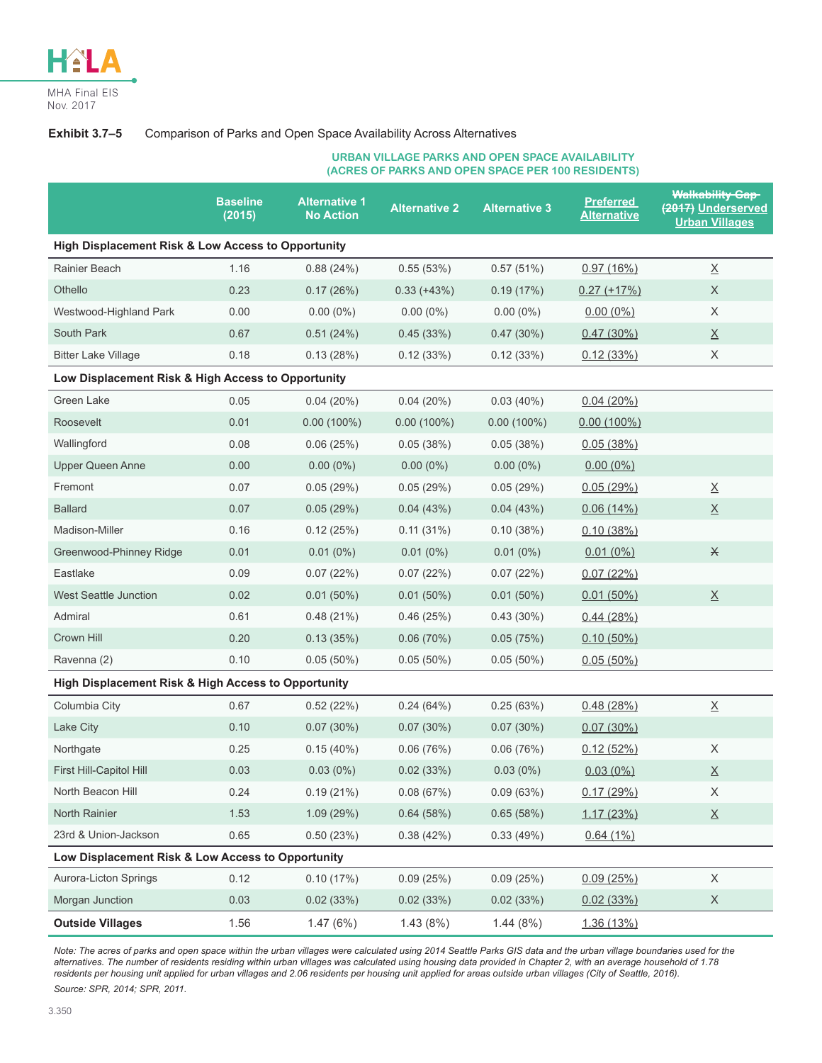**Exhibit 3.7–5** Comparison of Parks and Open Space Availability Across Alternatives

**URBAN VILLAGE PARKS AND OPEN SPACE AVAILABILITY (ACRES OF PARKS AND OPEN SPACE PER 100 RESIDENTS)**

| | Baseline (2015) | Alternative 1 No Action | Alternative 2 | Alternative 3 | Preferred Alternative | ~~Walkability Gap (2017)~~ Underserved Urban Villages |
|---|---|---|---|---|---|---|
| **High Displacement Risk & Low Access to Opportunity** | | | | | | |
| Rainier Beach | 1.16 | 0.88 (24%) | 0.55 (53%) | 0.57 (51%) | 0.97 (16%) | X |
| Othello | 0.23 | 0.17 (26%) | 0.33 (+43%) | 0.19 (17%) | 0.27 (+17%) | X |
| Westwood-Highland Park | 0.00 | 0.00 (0%) | 0.00 (0%) | 0.00 (0%) | 0.00 (0%) | X |
| South Park | 0.67 | 0.51 (24%) | 0.45 (33%) | 0.47 (30%) | 0.47 (30%) | X |
| Bitter Lake Village | 0.18 | 0.13 (28%) | 0.12 (33%) | 0.12 (33%) | 0.12 (33%) | X |
| **Low Displacement Risk & High Access to Opportunity** | | | | | | |
| Green Lake | 0.05 | 0.04 (20%) | 0.04 (20%) | 0.03 (40%) | 0.04 (20%) | |
| Roosevelt | 0.01 | 0.00 (100%) | 0.00 (100%) | 0.00 (100%) | 0.00 (100%) | |
| Wallingford | 0.08 | 0.06 (25%) | 0.05 (38%) | 0.05 (38%) | 0.05 (38%) | |
| Upper Queen Anne | 0.00 | 0.00 (0%) | 0.00 (0%) | 0.00 (0%) | 0.00 (0%) | |
| Fremont | 0.07 | 0.05 (29%) | 0.05 (29%) | 0.05 (29%) | 0.05 (29%) | X |
| Ballard | 0.07 | 0.05 (29%) | 0.04 (43%) | 0.04 (43%) | 0.06 (14%) | X |
| Madison-Miller | 0.16 | 0.12 (25%) | 0.11 (31%) | 0.10 (38%) | 0.10 (38%) | |
| Greenwood-Phinney Ridge | 0.01 | 0.01 (0%) | 0.01 (0%) | 0.01 (0%) | 0.01 (0%) | ~~X~~ |
| Eastlake | 0.09 | 0.07 (22%) | 0.07 (22%) | 0.07 (22%) | 0.07 (22%) | |
| West Seattle Junction | 0.02 | 0.01 (50%) | 0.01 (50%) | 0.01 (50%) | 0.01 (50%) | X |
| Admiral | 0.61 | 0.48 (21%) | 0.46 (25%) | 0.43 (30%) | 0.44 (28%) | |
| Crown Hill | 0.20 | 0.13 (35%) | 0.06 (70%) | 0.05 (75%) | 0.10 (50%) | |
| Ravenna (2) | 0.10 | 0.05 (50%) | 0.05 (50%) | 0.05 (50%) | 0.05 (50%) | |
| **High Displacement Risk & High Access to Opportunity** | | | | | | |
| Columbia City | 0.67 | 0.52 (22%) | 0.24 (64%) | 0.25 (63%) | 0.48 (28%) | X |
| Lake City | 0.10 | 0.07 (30%) | 0.07 (30%) | 0.07 (30%) | 0.07 (30%) | |
| Northgate | 0.25 | 0.15 (40%) | 0.06 (76%) | 0.06 (76%) | 0.12 (52%) | X |
| First Hill-Capitol Hill | 0.03 | 0.03 (0%) | 0.02 (33%) | 0.03 (0%) | 0.03 (0%) | X |
| North Beacon Hill | 0.24 | 0.19 (21%) | 0.08 (67%) | 0.09 (63%) | 0.17 (29%) | X |
| North Rainier | 1.53 | 1.09 (29%) | 0.64 (58%) | 0.65 (58%) | 1.17 (23%) | X |
| 23rd & Union-Jackson | 0.65 | 0.50 (23%) | 0.38 (42%) | 0.33 (49%) | 0.64 (1%) | |
| **Low Displacement Risk & Low Access to Opportunity** | | | | | | |
| Aurora-Licton Springs | 0.12 | 0.10 (17%) | 0.09 (25%) | 0.09 (25%) | 0.09 (25%) | X |
| Morgan Junction | 0.03 | 0.02 (33%) | 0.02 (33%) | 0.02 (33%) | 0.02 (33%) | X |
| **Outside Villages** | 1.56 | 1.47 (6%) | 1.43 (8%) | 1.44 (8%) | 1.36 (13%) | |

*Note: The acres of parks and open space within the urban villages were calculated using 2014 Seattle Parks GIS data and the urban village boundaries used for the alternatives. The number of residents residing within urban villages was calculated using housing data provided in Chapter 2, with an average household of 1.78 residents per housing unit applied for urban villages and 2.06 residents per housing unit applied for areas outside urban villages (City of Seattle, 2016).*

*Source: SPR, 2014; SPR, 2011.*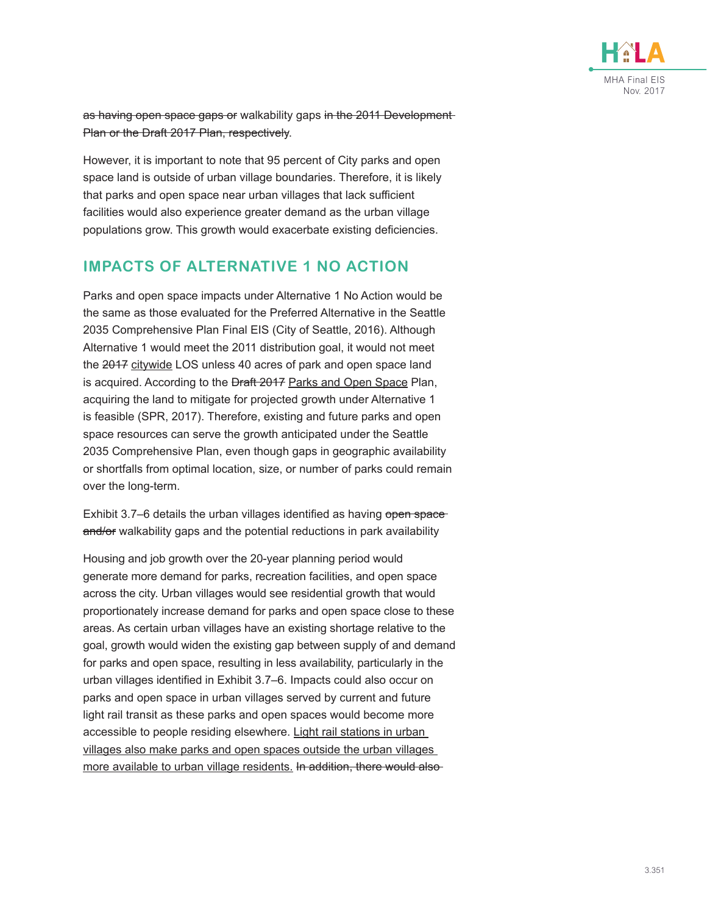~~as having open space gaps or~~ walkability gaps ~~in the 2011 Development Plan or the Draft 2017 Plan, respectively~~.

However, it is important to note that 95 percent of City parks and open space land is outside of urban village boundaries. Therefore, it is likely that parks and open space near urban villages that lack sufficient facilities would also experience greater demand as the urban village populations grow. This growth would exacerbate existing deficiencies.

## IMPACTS OF ALTERNATIVE 1 NO ACTION

Parks and open space impacts under Alternative 1 No Action would be the same as those evaluated for the Preferred Alternative in the Seattle 2035 Comprehensive Plan Final EIS (City of Seattle, 2016). Although Alternative 1 would meet the 2011 distribution goal, it would not meet the ~~2017~~ <u>citywide</u> LOS unless 40 acres of park and open space land is acquired. According to the ~~Draft 2017~~ <u>Parks and Open Space</u> Plan, acquiring the land to mitigate for projected growth under Alternative 1 is feasible (SPR, 2017). Therefore, existing and future parks and open space resources can serve the growth anticipated under the Seattle 2035 Comprehensive Plan, even though gaps in geographic availability or shortfalls from optimal location, size, or number of parks could remain over the long-term.

Exhibit 3.7–6 details the urban villages identified as having ~~open space and/or~~ walkability gaps and the potential reductions in park availability

Housing and job growth over the 20-year planning period would generate more demand for parks, recreation facilities, and open space across the city. Urban villages would see residential growth that would proportionately increase demand for parks and open space close to these areas. As certain urban villages have an existing shortage relative to the goal, growth would widen the existing gap between supply of and demand for parks and open space, resulting in less availability, particularly in the urban villages identified in Exhibit 3.7–6. Impacts could also occur on parks and open space in urban villages served by current and future light rail transit as these parks and open spaces would become more accessible to people residing elsewhere. <u>Light rail stations in urban villages also make parks and open spaces outside the urban villages more available to urban village residents.</u> ~~In addition, there would also~~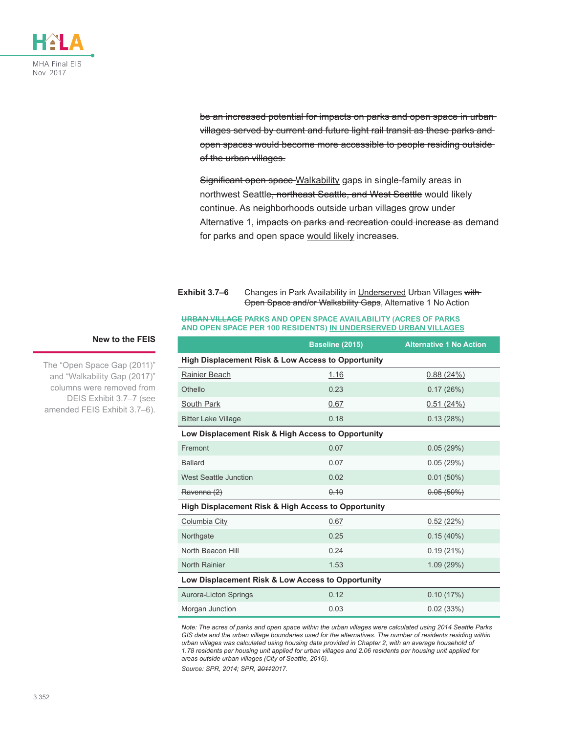~~be an increased potential for impacts on parks and open space in urban villages served by current and future light rail transit as these parks and open spaces would become more accessible to people residing outside of the urban villages.~~

~~Significant open space~~ Walkability gaps in single-family areas in northwest Seattle~~, northeast Seattle, and West Seattle~~ would likely continue. As neighborhoods outside urban villages grow under Alternative 1, ~~impacts on parks and recreation could increase as~~ demand for parks and open space would likely increase~~s~~.

**New to the FEIS**

The "Open Space Gap (2011)" and "Walkability Gap (2017)" columns were removed from DEIS Exhibit 3.7–7 (see amended FEIS Exhibit 3.7–6).

**Exhibit 3.7–6** Changes in Park Availability in Underserved Urban Villages ~~with Open Space and/or Walkability Gaps~~, Alternative 1 No Action

~~URBAN VILLAGE~~ PARKS AND OPEN SPACE AVAILABILITY (ACRES OF PARKS AND OPEN SPACE PER 100 RESIDENTS) IN UNDERSERVED URBAN VILLAGES

| | Baseline (2015) | Alternative 1 No Action |
|---|---|---|
| **High Displacement Risk & Low Access to Opportunity** | | |
| Rainier Beach | 1.16 | 0.88 (24%) |
| Othello | 0.23 | 0.17 (26%) |
| South Park | 0.67 | 0.51 (24%) |
| Bitter Lake Village | 0.18 | 0.13 (28%) |
| **Low Displacement Risk & High Access to Opportunity** | | |
| Fremont | 0.07 | 0.05 (29%) |
| Ballard | 0.07 | 0.05 (29%) |
| West Seattle Junction | 0.02 | 0.01 (50%) |
| ~~Ravenna (2)~~ | ~~0.10~~ | ~~0.05 (50%)~~ |
| **High Displacement Risk & High Access to Opportunity** | | |
| Columbia City | 0.67 | 0.52 (22%) |
| Northgate | 0.25 | 0.15 (40%) |
| North Beacon Hill | 0.24 | 0.19 (21%) |
| North Rainier | 1.53 | 1.09 (29%) |
| **Low Displacement Risk & Low Access to Opportunity** | | |
| Aurora-Licton Springs | 0.12 | 0.10 (17%) |
| Morgan Junction | 0.03 | 0.02 (33%) |

*Note: The acres of parks and open space within the urban villages were calculated using 2014 Seattle Parks GIS data and the urban village boundaries used for the alternatives. The number of residents residing within urban villages was calculated using housing data provided in Chapter 2, with an average household of 1.78 residents per housing unit applied for urban villages and 2.06 residents per housing unit applied for areas outside urban villages (City of Seattle, 2016).*

*Source: SPR, 2014; SPR, ~~2011~~2017.*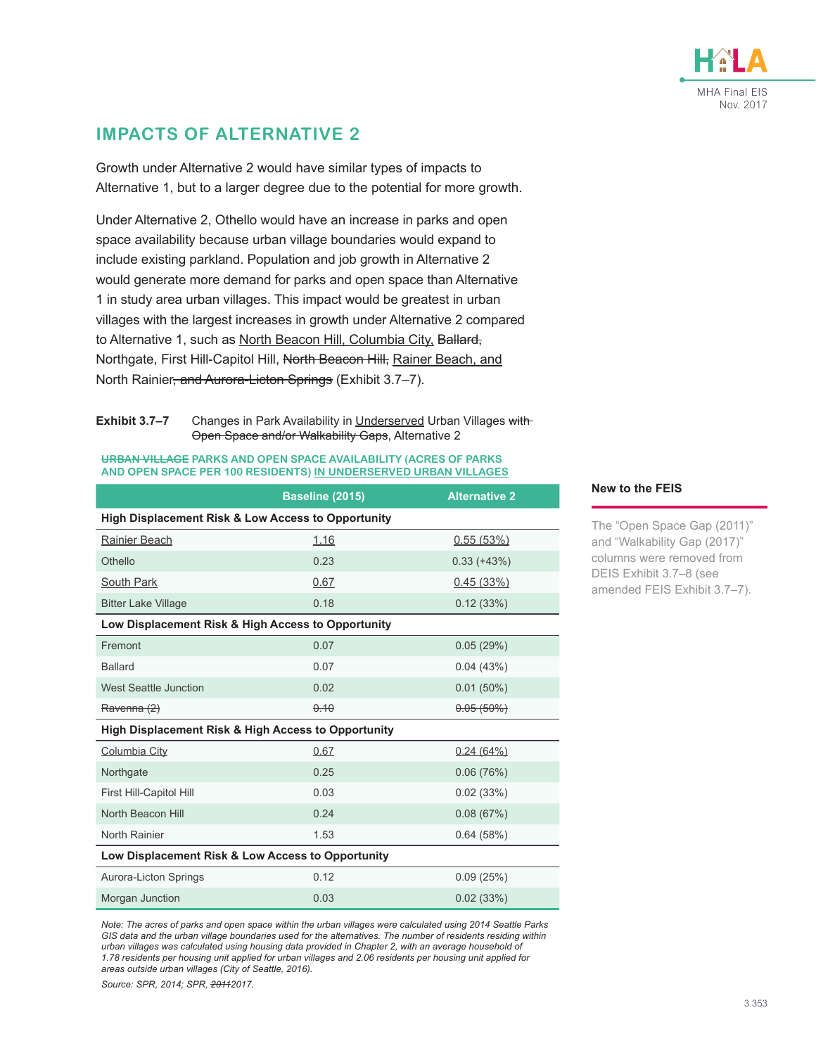## IMPACTS OF ALTERNATIVE 2

Growth under Alternative 2 would have similar types of impacts to Alternative 1, but to a larger degree due to the potential for more growth.

Under Alternative 2, Othello would have an increase in parks and open space availability because urban village boundaries would expand to include existing parkland. Population and job growth in Alternative 2 would generate more demand for parks and open space than Alternative 1 in study area urban villages. This impact would be greatest in urban villages with the largest increases in growth under Alternative 2 compared to Alternative 1, such as North Beacon Hill, Columbia City, ~~Ballard,~~ Northgate, First Hill-Capitol Hill, ~~North Beacon Hill,~~ Rainier Beach, and North Rainier~~, and Aurora-Licton Springs~~ (Exhibit 3.7–7).

**Exhibit 3.7–7** Changes in Park Availability in Underserved Urban Villages ~~with Open Space and/or Walkability Gaps~~, Alternative 2

~~URBAN VILLAGE~~ PARKS AND OPEN SPACE AVAILABILITY (ACRES OF PARKS AND OPEN SPACE PER 100 RESIDENTS) IN UNDERSERVED URBAN VILLAGES

| | Baseline (2015) | Alternative 2 |
|---|---|---|
| **High Displacement Risk & Low Access to Opportunity** | | |
| Rainier Beach | 1.16 | 0.55 (53%) |
| Othello | 0.23 | 0.33 (+43%) |
| South Park | 0.67 | 0.45 (33%) |
| Bitter Lake Village | 0.18 | 0.12 (33%) |
| **Low Displacement Risk & High Access to Opportunity** | | |
| Fremont | 0.07 | 0.05 (29%) |
| Ballard | 0.07 | 0.04 (43%) |
| West Seattle Junction | 0.02 | 0.01 (50%) |
| ~~Ravenna (2)~~ | ~~0.10~~ | ~~0.05 (50%)~~ |
| **High Displacement Risk & High Access to Opportunity** | | |
| Columbia City | 0.67 | 0.24 (64%) |
| Northgate | 0.25 | 0.06 (76%) |
| First Hill-Capitol Hill | 0.03 | 0.02 (33%) |
| North Beacon Hill | 0.24 | 0.08 (67%) |
| North Rainier | 1.53 | 0.64 (58%) |
| **Low Displacement Risk & Low Access to Opportunity** | | |
| Aurora-Licton Springs | 0.12 | 0.09 (25%) |
| Morgan Junction | 0.03 | 0.02 (33%) |

*Note: The acres of parks and open space within the urban villages were calculated using 2014 Seattle Parks GIS data and the urban village boundaries used for the alternatives. The number of residents residing within urban villages was calculated using housing data provided in Chapter 2, with an average household of 1.78 residents per housing unit applied for urban villages and 2.06 residents per housing unit applied for areas outside urban villages (City of Seattle, 2016).*

*Source: SPR, 2014; SPR, ~~2011~~2017.*

**New to the FEIS**

The “Open Space Gap (2011)” and “Walkability Gap (2017)” columns were removed from DEIS Exhibit 3.7–8 (see amended FEIS Exhibit 3.7–7).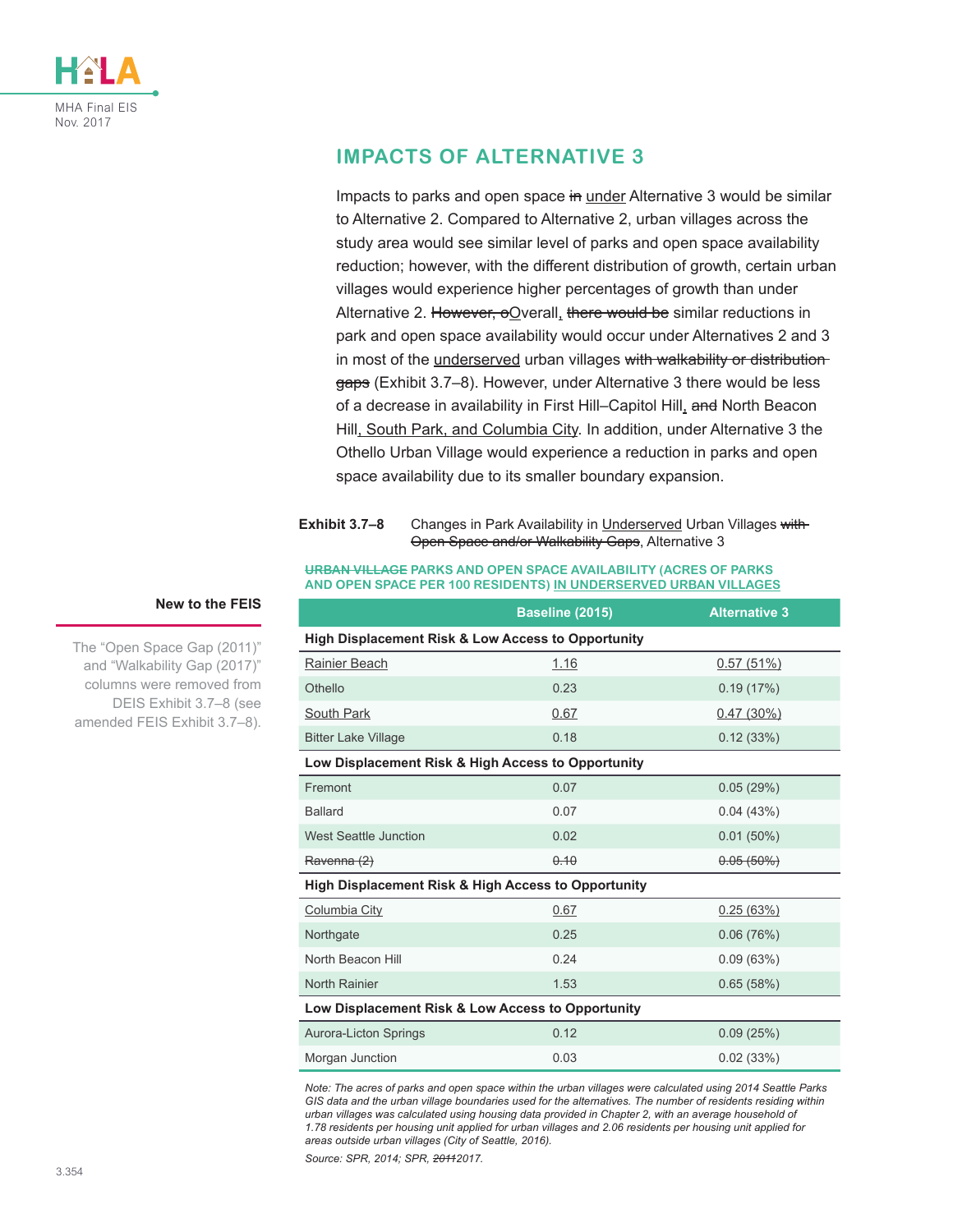## IMPACTS OF ALTERNATIVE 3

Impacts to parks and open space ~~in~~ under Alternative 3 would be similar to Alternative 2. Compared to Alternative 2, urban villages across the study area would see similar level of parks and open space availability reduction; however, with the different distribution of growth, certain urban villages would experience higher percentages of growth than under Alternative 2. ~~However, o~~Overall, ~~there would be~~ similar reductions in park and open space availability would occur under Alternatives 2 and 3 in most of the underserved urban villages ~~with walkability or distribution gaps~~ (Exhibit 3.7–8). However, under Alternative 3 there would be less of a decrease in availability in First Hill–Capitol Hill, ~~and~~ North Beacon Hill, South Park, and Columbia City. In addition, under Alternative 3 the Othello Urban Village would experience a reduction in parks and open space availability due to its smaller boundary expansion.

**New to the FEIS**

The "Open Space Gap (2011)" and "Walkability Gap (2017)" columns were removed from DEIS Exhibit 3.7–8 (see amended FEIS Exhibit 3.7–8).

**Exhibit 3.7–8** Changes in Park Availability in Underserved Urban Villages ~~with Open Space and/or Walkability Gaps~~, Alternative 3

~~URBAN VILLAGE~~ PARKS AND OPEN SPACE AVAILABILITY (ACRES OF PARKS AND OPEN SPACE PER 100 RESIDENTS) IN UNDERSERVED URBAN VILLAGES

| | Baseline (2015) | Alternative 3 |
|---|---|---|
| **High Displacement Risk & Low Access to Opportunity** | | |
| Rainier Beach | 1.16 | 0.57 (51%) |
| Othello | 0.23 | 0.19 (17%) |
| South Park | 0.67 | 0.47 (30%) |
| Bitter Lake Village | 0.18 | 0.12 (33%) |
| **Low Displacement Risk & High Access to Opportunity** | | |
| Fremont | 0.07 | 0.05 (29%) |
| Ballard | 0.07 | 0.04 (43%) |
| West Seattle Junction | 0.02 | 0.01 (50%) |
| ~~Ravenna (2)~~ | ~~0.10~~ | ~~0.05 (50%)~~ |
| **High Displacement Risk & High Access to Opportunity** | | |
| Columbia City | 0.67 | 0.25 (63%) |
| Northgate | 0.25 | 0.06 (76%) |
| North Beacon Hill | 0.24 | 0.09 (63%) |
| North Rainier | 1.53 | 0.65 (58%) |
| **Low Displacement Risk & Low Access to Opportunity** | | |
| Aurora-Licton Springs | 0.12 | 0.09 (25%) |
| Morgan Junction | 0.03 | 0.02 (33%) |

*Note: The acres of parks and open space within the urban villages were calculated using 2014 Seattle Parks GIS data and the urban village boundaries used for the alternatives. The number of residents residing within urban villages was calculated using housing data provided in Chapter 2, with an average household of 1.78 residents per housing unit applied for urban villages and 2.06 residents per housing unit applied for areas outside urban villages (City of Seattle, 2016).*

*Source: SPR, 2014; SPR, ~~2011~~2017.*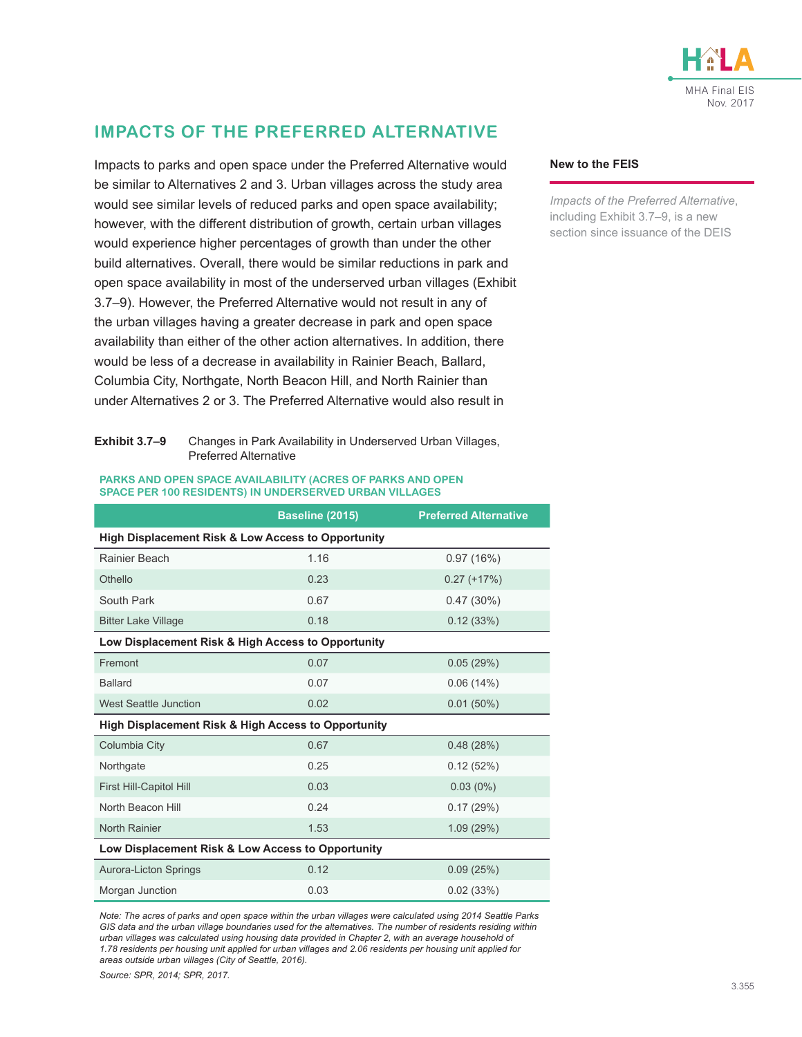## IMPACTS OF THE PREFERRED ALTERNATIVE

Impacts to parks and open space under the Preferred Alternative would be similar to Alternatives 2 and 3. Urban villages across the study area would see similar levels of reduced parks and open space availability; however, with the different distribution of growth, certain urban villages would experience higher percentages of growth than under the other build alternatives. Overall, there would be similar reductions in park and open space availability in most of the underserved urban villages (Exhibit 3.7–9). However, the Preferred Alternative would not result in any of the urban villages having a greater decrease in park and open space availability than either of the other action alternatives. In addition, there would be less of a decrease in availability in Rainier Beach, Ballard, Columbia City, Northgate, North Beacon Hill, and North Rainier than under Alternatives 2 or 3. The Preferred Alternative would also result in

**New to the FEIS**

*Impacts of the Preferred Alternative*, including Exhibit 3.7–9, is a new section since issuance of the DEIS

**Exhibit 3.7–9** Changes in Park Availability in Underserved Urban Villages, Preferred Alternative

**PARKS AND OPEN SPACE AVAILABILITY (ACRES OF PARKS AND OPEN SPACE PER 100 RESIDENTS) IN UNDERSERVED URBAN VILLAGES**

| | Baseline (2015) | Preferred Alternative |
|---|---|---|
| **High Displacement Risk & Low Access to Opportunity** | | |
| Rainier Beach | 1.16 | 0.97 (16%) |
| Othello | 0.23 | 0.27 (+17%) |
| South Park | 0.67 | 0.47 (30%) |
| Bitter Lake Village | 0.18 | 0.12 (33%) |
| **Low Displacement Risk & High Access to Opportunity** | | |
| Fremont | 0.07 | 0.05 (29%) |
| Ballard | 0.07 | 0.06 (14%) |
| West Seattle Junction | 0.02 | 0.01 (50%) |
| **High Displacement Risk & High Access to Opportunity** | | |
| Columbia City | 0.67 | 0.48 (28%) |
| Northgate | 0.25 | 0.12 (52%) |
| First Hill-Capitol Hill | 0.03 | 0.03 (0%) |
| North Beacon Hill | 0.24 | 0.17 (29%) |
| North Rainier | 1.53 | 1.09 (29%) |
| **Low Displacement Risk & Low Access to Opportunity** | | |
| Aurora-Licton Springs | 0.12 | 0.09 (25%) |
| Morgan Junction | 0.03 | 0.02 (33%) |

*Note: The acres of parks and open space within the urban villages were calculated using 2014 Seattle Parks GIS data and the urban village boundaries used for the alternatives. The number of residents residing within urban villages was calculated using housing data provided in Chapter 2, with an average household of 1.78 residents per housing unit applied for urban villages and 2.06 residents per housing unit applied for areas outside urban villages (City of Seattle, 2016).*

*Source: SPR, 2014; SPR, 2017.*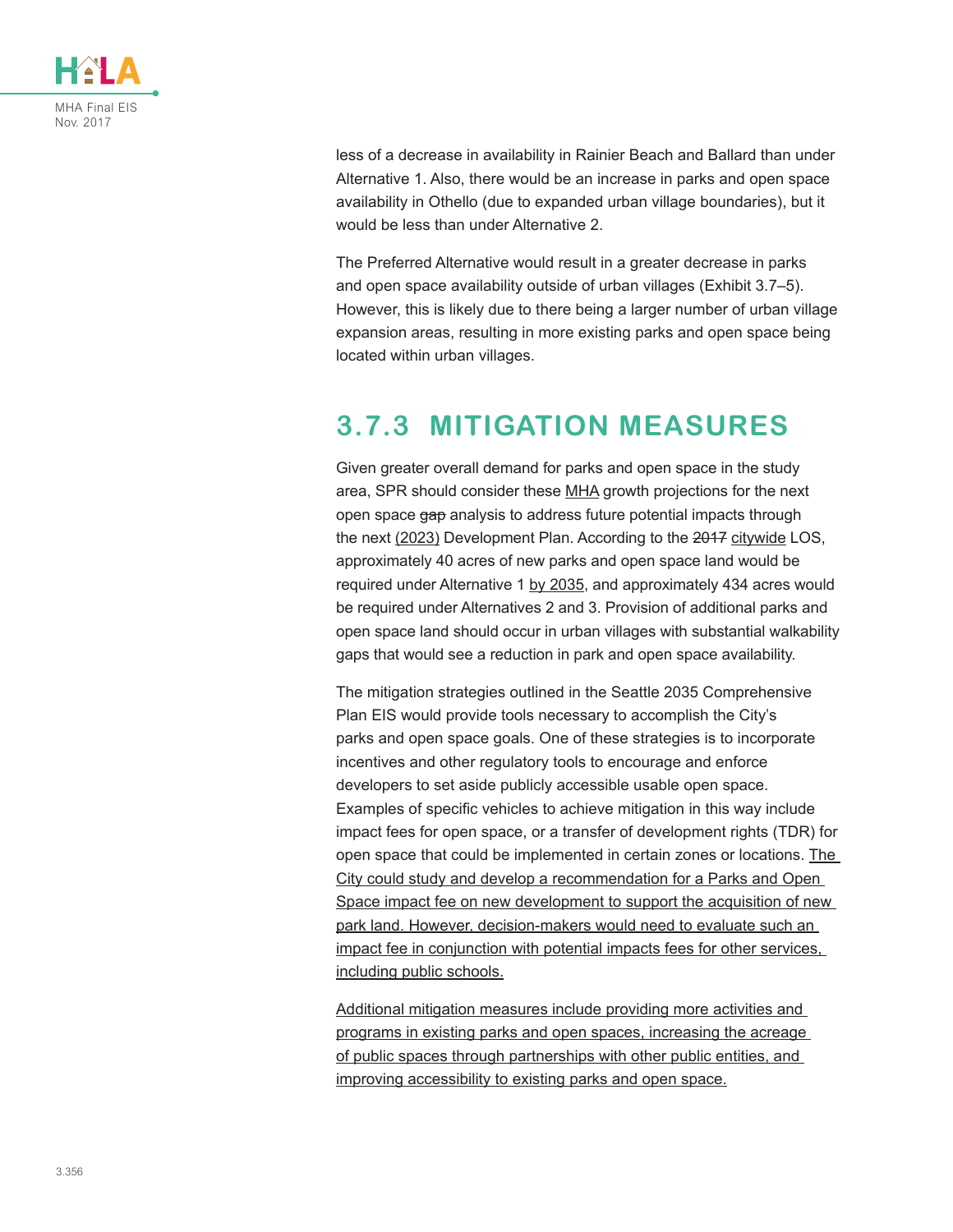less of a decrease in availability in Rainier Beach and Ballard than under Alternative 1. Also, there would be an increase in parks and open space availability in Othello (due to expanded urban village boundaries), but it would be less than under Alternative 2.

The Preferred Alternative would result in a greater decrease in parks and open space availability outside of urban villages (Exhibit 3.7–5). However, this is likely due to there being a larger number of urban village expansion areas, resulting in more existing parks and open space being located within urban villages.

## 3.7.3 MITIGATION MEASURES

Given greater overall demand for parks and open space in the study area, SPR should consider these MHA growth projections for the next open space ~~gap~~ analysis to address future potential impacts through the next (2023) Development Plan. According to the ~~2017~~ citywide LOS, approximately 40 acres of new parks and open space land would be required under Alternative 1 by 2035, and approximately 434 acres would be required under Alternatives 2 and 3. Provision of additional parks and open space land should occur in urban villages with substantial walkability gaps that would see a reduction in park and open space availability.

The mitigation strategies outlined in the Seattle 2035 Comprehensive Plan EIS would provide tools necessary to accomplish the City's parks and open space goals. One of these strategies is to incorporate incentives and other regulatory tools to encourage and enforce developers to set aside publicly accessible usable open space. Examples of specific vehicles to achieve mitigation in this way include impact fees for open space, or a transfer of development rights (TDR) for open space that could be implemented in certain zones or locations. The City could study and develop a recommendation for a Parks and Open Space impact fee on new development to support the acquisition of new park land. However, decision-makers would need to evaluate such an impact fee in conjunction with potential impacts fees for other services, including public schools.

Additional mitigation measures include providing more activities and programs in existing parks and open spaces, increasing the acreage of public spaces through partnerships with other public entities, and improving accessibility to existing parks and open space.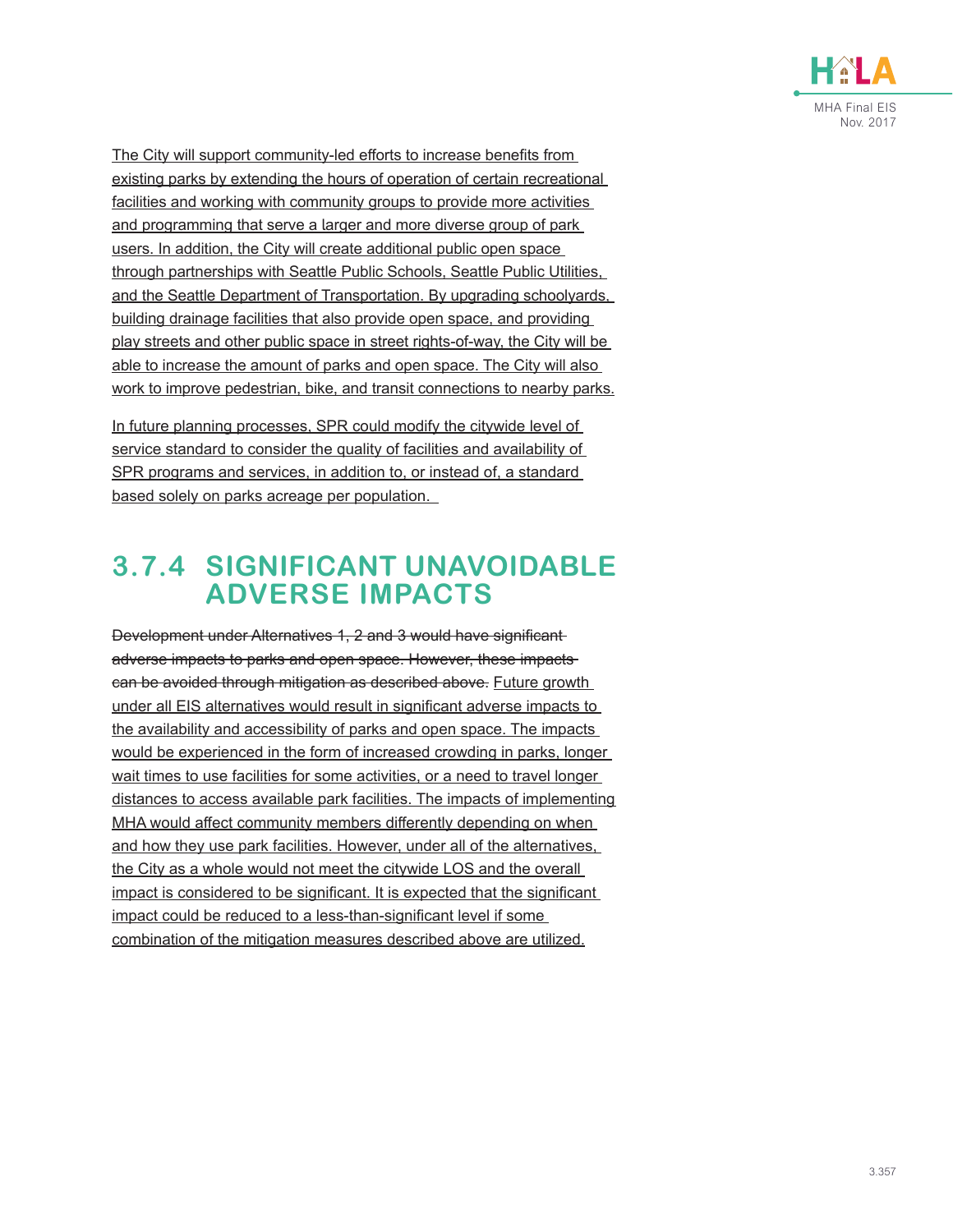The City will support community-led efforts to increase benefits from existing parks by extending the hours of operation of certain recreational facilities and working with community groups to provide more activities and programming that serve a larger and more diverse group of park users. In addition, the City will create additional public open space through partnerships with Seattle Public Schools, Seattle Public Utilities, and the Seattle Department of Transportation. By upgrading schoolyards, building drainage facilities that also provide open space, and providing play streets and other public space in street rights-of-way, the City will be able to increase the amount of parks and open space. The City will also work to improve pedestrian, bike, and transit connections to nearby parks.

In future planning processes, SPR could modify the citywide level of service standard to consider the quality of facilities and availability of SPR programs and services, in addition to, or instead of, a standard based solely on parks acreage per population.

## 3.7.4 SIGNIFICANT UNAVOIDABLE ADVERSE IMPACTS

~~Development under Alternatives 1, 2 and 3 would have significant adverse impacts to parks and open space. However, these impacts can be avoided through mitigation as described above.~~ Future growth under all EIS alternatives would result in significant adverse impacts to the availability and accessibility of parks and open space. The impacts would be experienced in the form of increased crowding in parks, longer wait times to use facilities for some activities, or a need to travel longer distances to access available park facilities. The impacts of implementing MHA would affect community members differently depending on when and how they use park facilities. However, under all of the alternatives, the City as a whole would not meet the citywide LOS and the overall impact is considered to be significant. It is expected that the significant impact could be reduced to a less-than-significant level if some combination of the mitigation measures described above are utilized.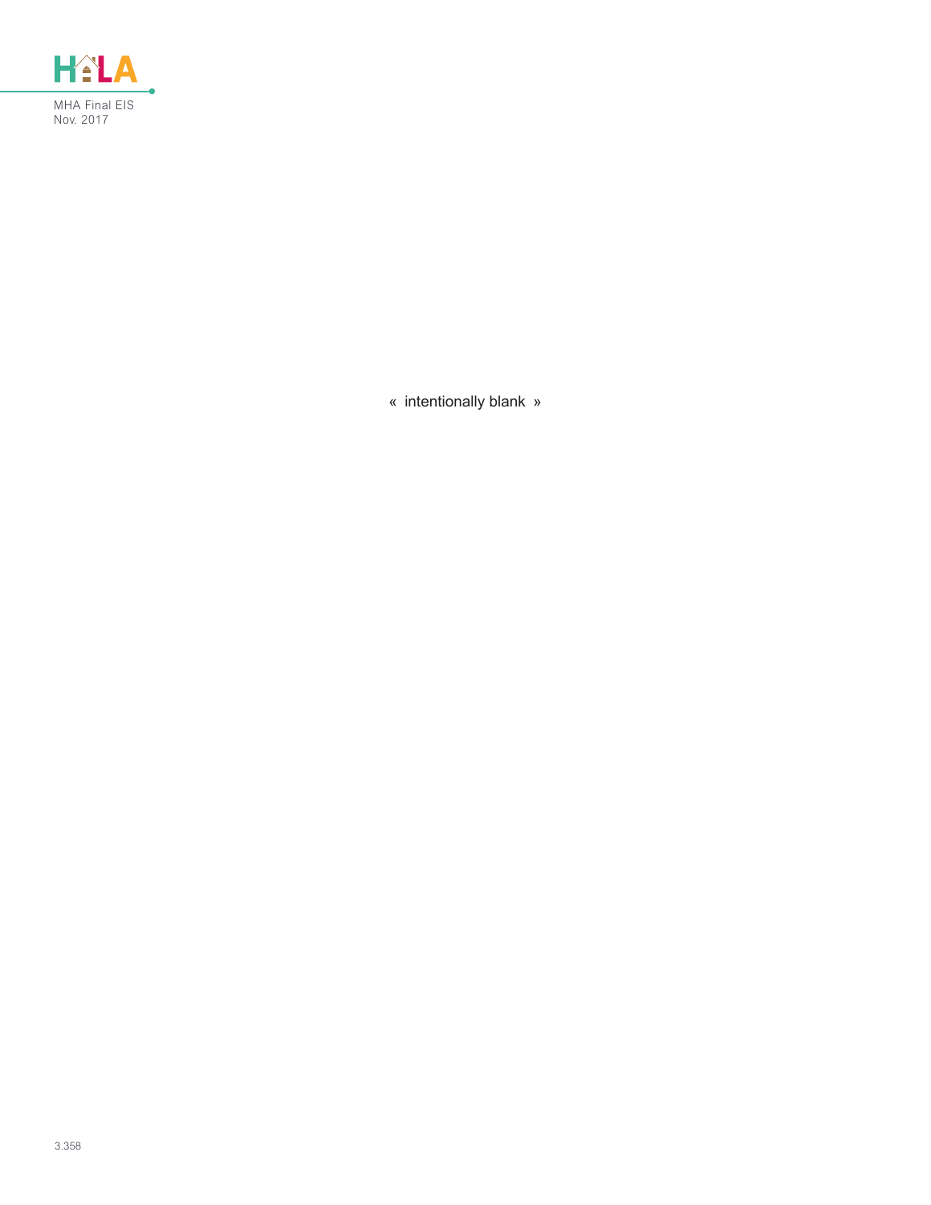« intentionally blank »